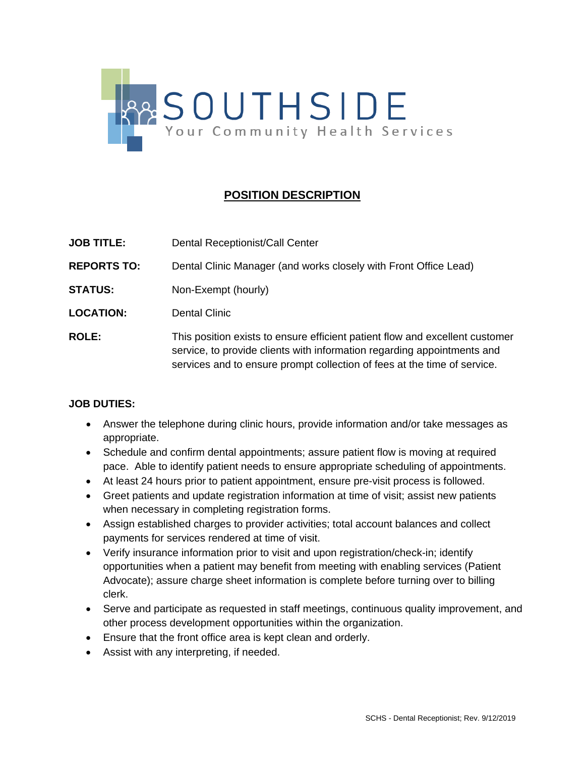SOUTHSIDE

Your Community Health Services

## POSITION DESCRIPTION

**JOB TITLE:** Dental Receptionist/Call Center

**REPORTS TO:** Dental Clinic Manager (and works closely with Front Office Lead)

**STATUS:** Non-Exempt (hourly)

**LOCATION:** Dental Clinic

**ROLE:** This position exists to ensure efficient patient flow and excellent customer service, to provide clients with information regarding appointments and services and to ensure prompt collection of fees at the time of service.

**JOB DUTIES:**

- Answer the telephone during clinic hours, provide information and/or take messages as appropriate.
- Schedule and confirm dental appointments; assure patient flow is moving at required pace. Able to identify patient needs to ensure appropriate scheduling of appointments.
- At least 24 hours prior to patient appointment, ensure pre-visit process is followed.
- Greet patients and update registration information at time of visit; assist new patients when necessary in completing registration forms.
- Assign established charges to provider activities; total account balances and collect payments for services rendered at time of visit.
- Verify insurance information prior to visit and upon registration/check-in; identify opportunities when a patient may benefit from meeting with enabling services (Patient Advocate); assure charge sheet information is complete before turning over to billing clerk.
- Serve and participate as requested in staff meetings, continuous quality improvement, and other process development opportunities within the organization.
- Ensure that the front office area is kept clean and orderly.
- Assist with any interpreting, if needed.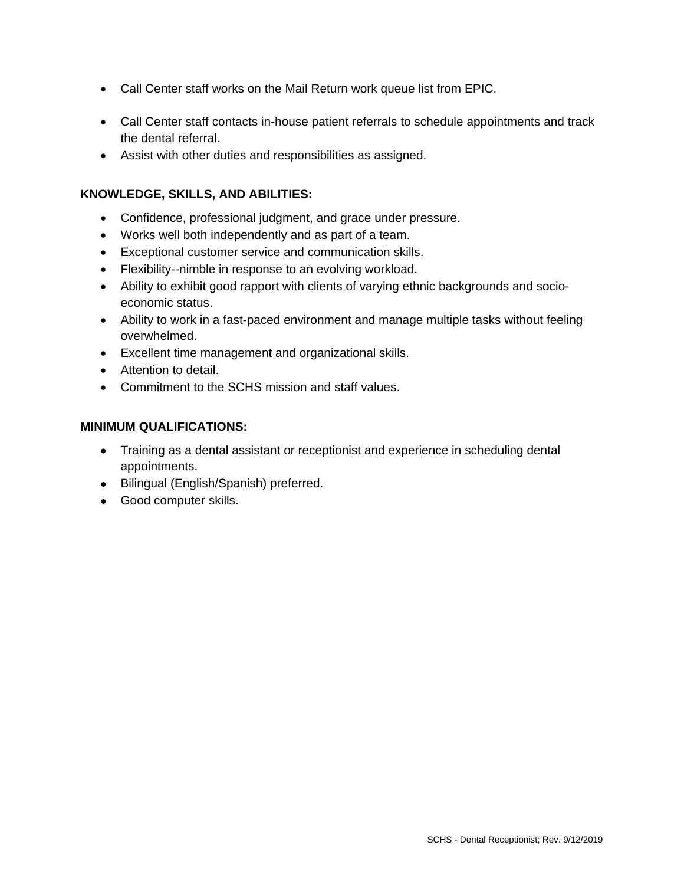- Call Center staff works on the Mail Return work queue list from EPIC.
- Call Center staff contacts in-house patient referrals to schedule appointments and track the dental referral.
- Assist with other duties and responsibilities as assigned.

**KNOWLEDGE, SKILLS, AND ABILITIES:**

- Confidence, professional judgment, and grace under pressure.
- Works well both independently and as part of a team.
- Exceptional customer service and communication skills.
- Flexibility--nimble in response to an evolving workload.
- Ability to exhibit good rapport with clients of varying ethnic backgrounds and socio-economic status.
- Ability to work in a fast-paced environment and manage multiple tasks without feeling overwhelmed.
- Excellent time management and organizational skills.
- Attention to detail.
- Commitment to the SCHS mission and staff values.

**MINIMUM QUALIFICATIONS:**

- Training as a dental assistant or receptionist and experience in scheduling dental appointments.
- Bilingual (English/Spanish) preferred.
- Good computer skills.